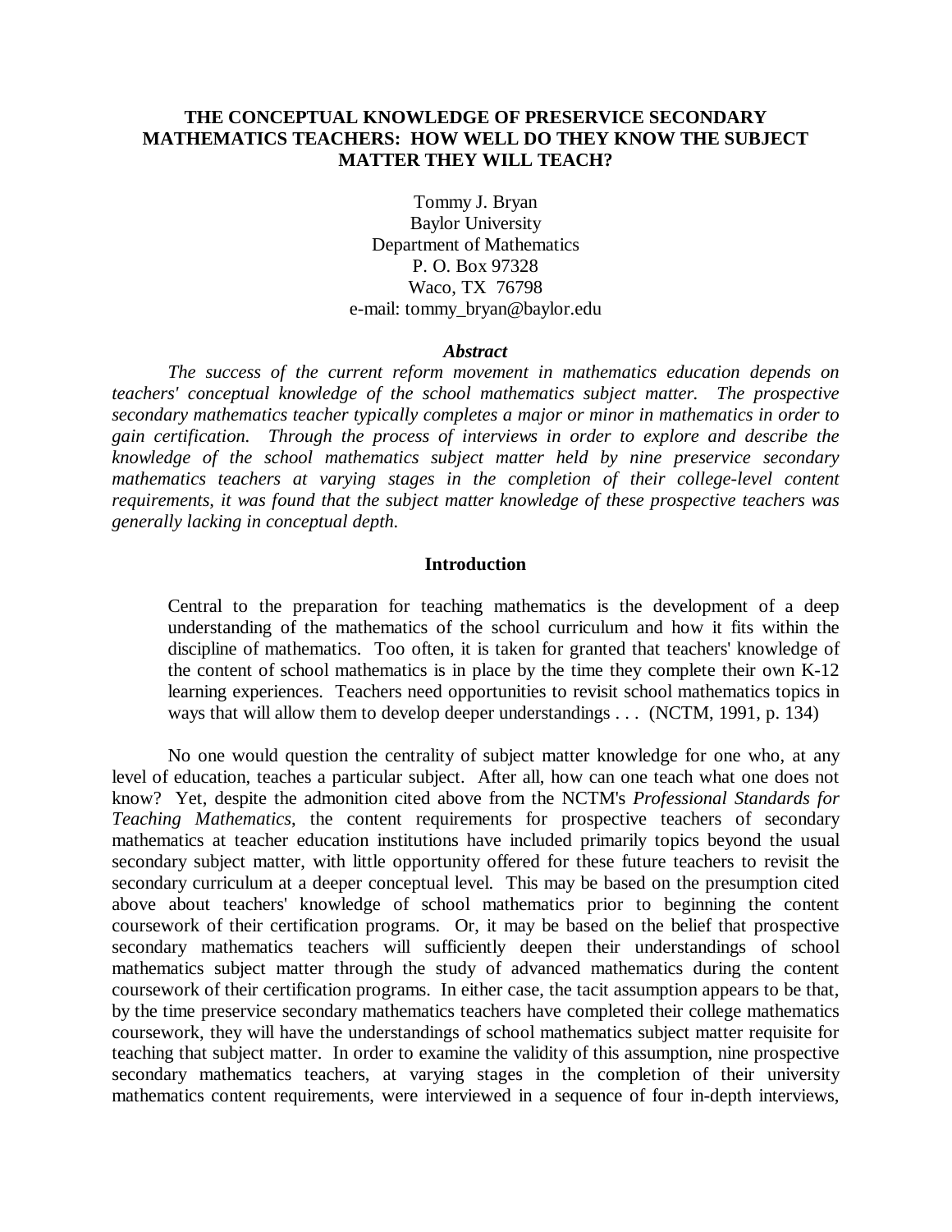# THE CONCEPTUAL KNOWLEDGE OF PRESERVICE SECONDARY MATHEMATICS TEACHERS: HOW WELL DO THEY KNOW THE SUBJECT MATTER THEY WILL TEACH?

Tommy J. Bryan
Baylor University
Department of Mathematics
P. O. Box 97328
Waco, TX 76798
e-mail: tommy_bryan@baylor.edu

### *Abstract*

*The success of the current reform movement in mathematics education depends on teachers' conceptual knowledge of the school mathematics subject matter. The prospective secondary mathematics teacher typically completes a major or minor in mathematics in order to gain certification. Through the process of interviews in order to explore and describe the knowledge of the school mathematics subject matter held by nine preservice secondary mathematics teachers at varying stages in the completion of their college-level content requirements, it was found that the subject matter knowledge of these prospective teachers was generally lacking in conceptual depth.*

## Introduction

> Central to the preparation for teaching mathematics is the development of a deep understanding of the mathematics of the school curriculum and how it fits within the discipline of mathematics. Too often, it is taken for granted that teachers' knowledge of the content of school mathematics is in place by the time they complete their own K-12 learning experiences. Teachers need opportunities to revisit school mathematics topics in ways that will allow them to develop deeper understandings . . . (NCTM, 1991, p. 134)

No one would question the centrality of subject matter knowledge for one who, at any level of education, teaches a particular subject. After all, how can one teach what one does not know? Yet, despite the admonition cited above from the NCTM's *Professional Standards for Teaching Mathematics*, the content requirements for prospective teachers of secondary mathematics at teacher education institutions have included primarily topics beyond the usual secondary subject matter, with little opportunity offered for these future teachers to revisit the secondary curriculum at a deeper conceptual level. This may be based on the presumption cited above about teachers' knowledge of school mathematics prior to beginning the content coursework of their certification programs. Or, it may be based on the belief that prospective secondary mathematics teachers will sufficiently deepen their understandings of school mathematics subject matter through the study of advanced mathematics during the content coursework of their certification programs. In either case, the tacit assumption appears to be that, by the time preservice secondary mathematics teachers have completed their college mathematics coursework, they will have the understandings of school mathematics subject matter requisite for teaching that subject matter. In order to examine the validity of this assumption, nine prospective secondary mathematics teachers, at varying stages in the completion of their university mathematics content requirements, were interviewed in a sequence of four in-depth interviews,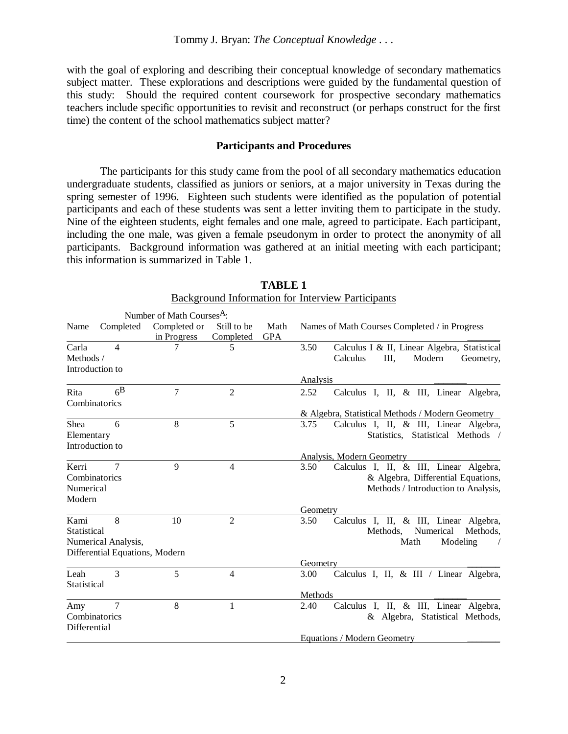with the goal of exploring and describing their conceptual knowledge of secondary mathematics subject matter. These explorations and descriptions were guided by the fundamental question of this study: Should the required content coursework for prospective secondary mathematics teachers include specific opportunities to revisit and reconstruct (or perhaps construct for the first time) the content of the school mathematics subject matter?

### Participants and Procedures

The participants for this study came from the pool of all secondary mathematics education undergraduate students, classified as juniors or seniors, at a major university in Texas during the spring semester of 1996. Eighteen such students were identified as the population of potential participants and each of these students was sent a letter inviting them to participate in the study. Nine of the eighteen students, eight females and one male, agreed to participate. Each participant, including the one male, was given a female pseudonym in order to protect the anonymity of all participants. Background information was gathered at an initial meeting with each participant; this information is summarized in Table 1.

**TABLE 1**
Background Information for Interview Participants

| Name | Number of Math Courses[A]: Completed | Completed or in Progress | Still to be Completed | Math GPA | Names of Math Courses Completed / in Progress |
|---|---|---|---|---|---|
| Carla | 4 | 7 | 5 | 3.50 | Calculus I & II, Linear Algebra, Statistical Methods / Calculus III, Modern Geometry, Introduction to Analysis |
| Rita | 6[B] | 7 | 2 | 2.52 | Calculus I, II, & III, Linear Algebra, Combinatorics & Algebra, Statistical Methods / Modern Geometry |
| Shea | 6 | 8 | 5 | 3.75 | Calculus I, II, & III, Linear Algebra, Elementary Statistics, Statistical Methods / Introduction to Analysis, Modern Geometry |
| Kerri | 7 | 9 | 4 | 3.50 | Calculus I, II, & III, Linear Algebra, Combinatorics & Algebra, Differential Equations, Numerical Methods / Introduction to Analysis, Modern Geometry |
| Kami | 8 | 10 | 2 | 3.50 | Calculus I, II, & III, Linear Algebra, Statistical Methods, Numerical Methods, Numerical Analysis, Math Modeling / Differential Equations, Modern Geometry |
| Leah | 3 | 5 | 4 | 3.00 | Calculus I, II, & III / Linear Algebra, Statistical Methods |
| Amy | 7 | 8 | 1 | 2.40 | Calculus I, II, & III, Linear Algebra, Combinatorics & Algebra, Statistical Methods, Differential Equations / Modern Geometry |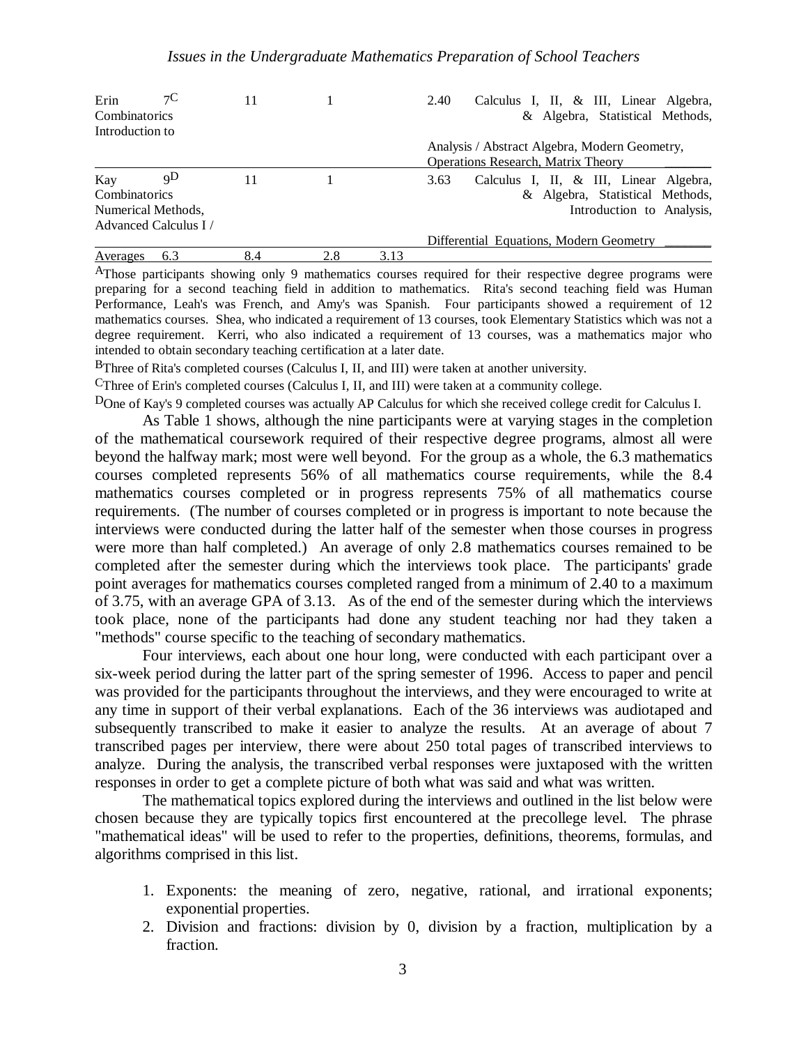| Participant | Completed | In progress | Remaining | GPA | Courses |
|---|---|---|---|---|---|
| Erin | 7[C] | 11 | 1 | 2.40 | Calculus I, II, & III, Linear Algebra, Combinatorics & Algebra, Statistical Methods, Introduction to Analysis / Abstract Algebra, Modern Geometry, Operations Research, Matrix Theory |
| Kay | 9[D] | 11 | 1 | 3.63 | Calculus I, II, & III, Linear Algebra, Combinatorics & Algebra, Statistical Methods, Numerical Methods, Introduction to Analysis, Advanced Calculus I / Differential Equations, Modern Geometry |
| Averages | 6.3 | 8.4 | 2.8 | 3.13 | |

[A]Those participants showing only 9 mathematics courses required for their respective degree programs were preparing for a second teaching field in addition to mathematics. Rita's second teaching field was Human Performance, Leah's was French, and Amy's was Spanish. Four participants showed a requirement of 12 mathematics courses. Shea, who indicated a requirement of 13 courses, took Elementary Statistics which was not a degree requirement. Kerri, who also indicated a requirement of 13 courses, was a mathematics major who intended to obtain secondary teaching certification at a later date.

[B]Three of Rita's completed courses (Calculus I, II, and III) were taken at another university.

[C]Three of Erin's completed courses (Calculus I, II, and III) were taken at a community college.

[D]One of Kay's 9 completed courses was actually AP Calculus for which she received college credit for Calculus I.

As Table 1 shows, although the nine participants were at varying stages in the completion of the mathematical coursework required of their respective degree programs, almost all were beyond the halfway mark; most were well beyond. For the group as a whole, the 6.3 mathematics courses completed represents 56% of all mathematics course requirements, while the 8.4 mathematics courses completed or in progress represents 75% of all mathematics course requirements. (The number of courses completed or in progress is important to note because the interviews were conducted during the latter half of the semester when those courses in progress were more than half completed.) An average of only 2.8 mathematics courses remained to be completed after the semester during which the interviews took place. The participants' grade point averages for mathematics courses completed ranged from a minimum of 2.40 to a maximum of 3.75, with an average GPA of 3.13. As of the end of the semester during which the interviews took place, none of the participants had done any student teaching nor had they taken a "methods" course specific to the teaching of secondary mathematics.

Four interviews, each about one hour long, were conducted with each participant over a six-week period during the latter part of the spring semester of 1996. Access to paper and pencil was provided for the participants throughout the interviews, and they were encouraged to write at any time in support of their verbal explanations. Each of the 36 interviews was audiotaped and subsequently transcribed to make it easier to analyze the results. At an average of about 7 transcribed pages per interview, there were about 250 total pages of transcribed interviews to analyze. During the analysis, the transcribed verbal responses were juxtaposed with the written responses in order to get a complete picture of both what was said and what was written.

The mathematical topics explored during the interviews and outlined in the list below were chosen because they are typically topics first encountered at the precollege level. The phrase "mathematical ideas" will be used to refer to the properties, definitions, theorems, formulas, and algorithms comprised in this list.

1. Exponents: the meaning of zero, negative, rational, and irrational exponents; exponential properties.
2. Division and fractions: division by 0, division by a fraction, multiplication by a fraction.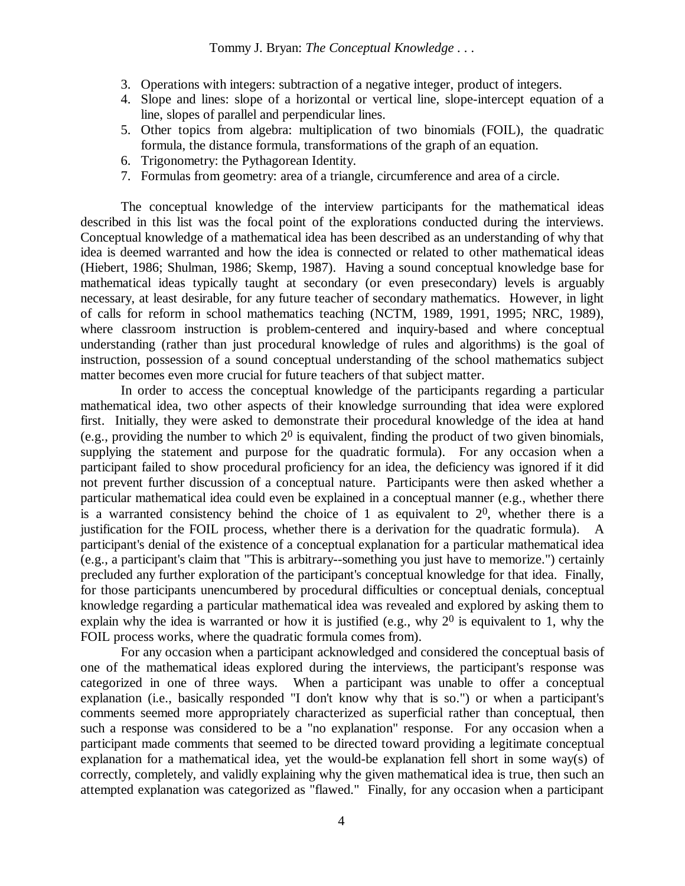3. Operations with integers: subtraction of a negative integer, product of integers.
4. Slope and lines: slope of a horizontal or vertical line, slope-intercept equation of a line, slopes of parallel and perpendicular lines.
5. Other topics from algebra: multiplication of two binomials (FOIL), the quadratic formula, the distance formula, transformations of the graph of an equation.
6. Trigonometry: the Pythagorean Identity.
7. Formulas from geometry: area of a triangle, circumference and area of a circle.

The conceptual knowledge of the interview participants for the mathematical ideas described in this list was the focal point of the explorations conducted during the interviews. Conceptual knowledge of a mathematical idea has been described as an understanding of why that idea is deemed warranted and how the idea is connected or related to other mathematical ideas (Hiebert, 1986; Shulman, 1986; Skemp, 1987). Having a sound conceptual knowledge base for mathematical ideas typically taught at secondary (or even presecondary) levels is arguably necessary, at least desirable, for any future teacher of secondary mathematics. However, in light of calls for reform in school mathematics teaching (NCTM, 1989, 1991, 1995; NRC, 1989), where classroom instruction is problem-centered and inquiry-based and where conceptual understanding (rather than just procedural knowledge of rules and algorithms) is the goal of instruction, possession of a sound conceptual understanding of the school mathematics subject matter becomes even more crucial for future teachers of that subject matter.

In order to access the conceptual knowledge of the participants regarding a particular mathematical idea, two other aspects of their knowledge surrounding that idea were explored first. Initially, they were asked to demonstrate their procedural knowledge of the idea at hand (e.g., providing the number to which $2^0$ is equivalent, finding the product of two given binomials, supplying the statement and purpose for the quadratic formula). For any occasion when a participant failed to show procedural proficiency for an idea, the deficiency was ignored if it did not prevent further discussion of a conceptual nature. Participants were then asked whether a particular mathematical idea could even be explained in a conceptual manner (e.g., whether there is a warranted consistency behind the choice of 1 as equivalent to $2^0$, whether there is a justification for the FOIL process, whether there is a derivation for the quadratic formula). A participant's denial of the existence of a conceptual explanation for a particular mathematical idea (e.g., a participant's claim that "This is arbitrary--something you just have to memorize.") certainly precluded any further exploration of the participant's conceptual knowledge for that idea. Finally, for those participants unencumbered by procedural difficulties or conceptual denials, conceptual knowledge regarding a particular mathematical idea was revealed and explored by asking them to explain why the idea is warranted or how it is justified (e.g., why $2^0$ is equivalent to 1, why the FOIL process works, where the quadratic formula comes from).

For any occasion when a participant acknowledged and considered the conceptual basis of one of the mathematical ideas explored during the interviews, the participant's response was categorized in one of three ways. When a participant was unable to offer a conceptual explanation (i.e., basically responded "I don't know why that is so.") or when a participant's comments seemed more appropriately characterized as superficial rather than conceptual, then such a response was considered to be a "no explanation" response. For any occasion when a participant made comments that seemed to be directed toward providing a legitimate conceptual explanation for a mathematical idea, yet the would-be explanation fell short in some way(s) of correctly, completely, and validly explaining why the given mathematical idea is true, then such an attempted explanation was categorized as "flawed." Finally, for any occasion when a participant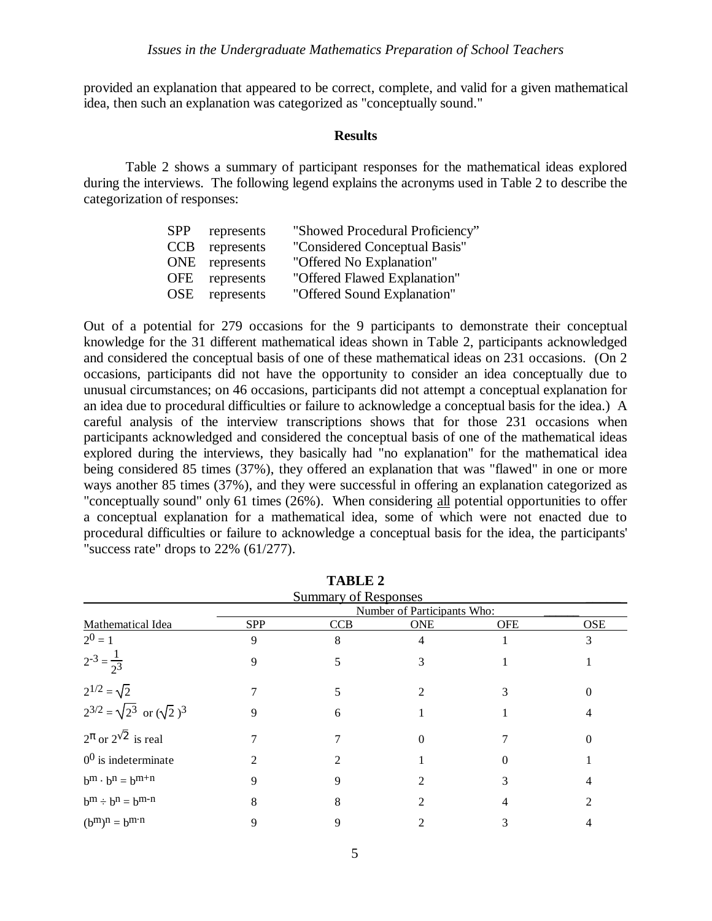provided an explanation that appeared to be correct, complete, and valid for a given mathematical idea, then such an explanation was categorized as "conceptually sound."

## Results

Table 2 shows a summary of participant responses for the mathematical ideas explored during the interviews. The following legend explains the acronyms used in Table 2 to describe the categorization of responses:

- SPP represents "Showed Procedural Proficiency"
- CCB represents "Considered Conceptual Basis"
- ONE represents "Offered No Explanation"
- OFE represents "Offered Flawed Explanation"
- OSE represents "Offered Sound Explanation"

Out of a potential for 279 occasions for the 9 participants to demonstrate their conceptual knowledge for the 31 different mathematical ideas shown in Table 2, participants acknowledged and considered the conceptual basis of one of these mathematical ideas on 231 occasions. (On 2 occasions, participants did not have the opportunity to consider an idea conceptually due to unusual circumstances; on 46 occasions, participants did not attempt a conceptual explanation for an idea due to procedural difficulties or failure to acknowledge a conceptual basis for the idea.) A careful analysis of the interview transcriptions shows that for those 231 occasions when participants acknowledged and considered the conceptual basis of one of the mathematical ideas explored during the interviews, they basically had "no explanation" for the mathematical idea being considered 85 times (37%), they offered an explanation that was "flawed" in one or more ways another 85 times (37%), and they were successful in offering an explanation categorized as "conceptually sound" only 61 times (26%). When considering all potential opportunities to offer a conceptual explanation for a mathematical idea, some of which were not enacted due to procedural difficulties or failure to acknowledge a conceptual basis for the idea, the participants' "success rate" drops to 22% (61/277).

**TABLE 2**

Summary of Responses

| Mathematical Idea | Number of Participants Who: | | | | |
|---|---|---|---|---|---|
| | SPP | CCB | ONE | OFE | OSE |
| $2^0 = 1$ | 9 | 8 | 4 | 1 | 3 |
| $2^{-3} = \frac{1}{2^3}$ | 9 | 5 | 3 | 1 | 1 |
| $2^{1/2} = \sqrt{2}$ | 7 | 5 | 2 | 3 | 0 |
| $2^{3/2} = \sqrt{2^3}$ or $(\sqrt{2})^3$ | 9 | 6 | 1 | 1 | 4 |
| $2^{\pi}$ or $2^{\sqrt{2}}$ is real | 7 | 7 | 0 | 7 | 0 |
| $0^0$ is indeterminate | 2 | 2 | 1 | 0 | 1 |
| $b^m \cdot b^n = b^{m+n}$ | 9 | 9 | 2 | 3 | 4 |
| $b^m \div b^n = b^{m-n}$ | 8 | 8 | 2 | 4 | 2 |
| $(b^m)^n = b^{m \cdot n}$ | 9 | 9 | 2 | 3 | 4 |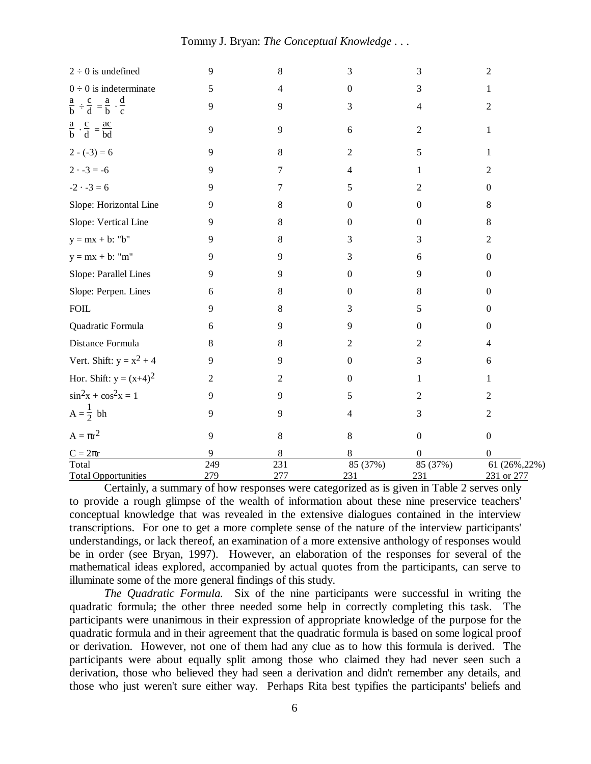| | | | | | |
|---|---|---|---|---|---|
| $2 \div 0$ is undefined | 9 | 8 | 3 | 3 | 2 |
| $0 \div 0$ is indeterminate | 5 | 4 | 0 | 3 | 1 |
| $\frac{a}{b} \div \frac{c}{d} = \frac{a}{b} \cdot \frac{d}{c}$ | 9 | 9 | 3 | 4 | 2 |
| $\frac{a}{b} \cdot \frac{c}{d} = \frac{ac}{bd}$ | 9 | 9 | 6 | 2 | 1 |
| $2 - (-3) = 6$ | 9 | 8 | 2 | 5 | 1 |
| $2 \cdot -3 = -6$ | 9 | 7 | 4 | 1 | 2 |
| $-2 \cdot -3 = 6$ | 9 | 7 | 5 | 2 | 0 |
| Slope: Horizontal Line | 9 | 8 | 0 | 0 | 8 |
| Slope: Vertical Line | 9 | 8 | 0 | 0 | 8 |
| $y = mx + b$: "b" | 9 | 8 | 3 | 3 | 2 |
| $y = mx + b$: "m" | 9 | 9 | 3 | 6 | 0 |
| Slope: Parallel Lines | 9 | 9 | 0 | 9 | 0 |
| Slope: Perpen. Lines | 6 | 8 | 0 | 8 | 0 |
| FOIL | 9 | 8 | 3 | 5 | 0 |
| Quadratic Formula | 6 | 9 | 9 | 0 | 0 |
| Distance Formula | 8 | 8 | 2 | 2 | 4 |
| Vert. Shift: $y = x^2 + 4$ | 9 | 9 | 0 | 3 | 6 |
| Hor. Shift: $y = (x+4)^2$ | 2 | 2 | 0 | 1 | 1 |
| $\sin^2 x + \cos^2 x = 1$ | 9 | 9 | 5 | 2 | 2 |
| $A = \frac{1}{2}bh$ | 9 | 9 | 4 | 3 | 2 |
| $A = \pi r^2$ | 9 | 8 | 8 | 0 | 0 |
| $C = 2\pi r$ | 9 | 8 | 8 | 0 | 0 |
| Total | 249 | 231 | 85 (37%) | 85 (37%) | 61 (26%,22%) |
| Total Opportunities | 279 | 277 | 231 | 231 | 231 or 277 |

Certainly, a summary of how responses were categorized as is given in Table 2 serves only to provide a rough glimpse of the wealth of information about these nine preservice teachers' conceptual knowledge that was revealed in the extensive dialogues contained in the interview transcriptions. For one to get a more complete sense of the nature of the interview participants' understandings, or lack thereof, an examination of a more extensive anthology of responses would be in order (see Bryan, 1997). However, an elaboration of the responses for several of the mathematical ideas explored, accompanied by actual quotes from the participants, can serve to illuminate some of the more general findings of this study.

*The Quadratic Formula.* Six of the nine participants were successful in writing the quadratic formula; the other three needed some help in correctly completing this task. The participants were unanimous in their expression of appropriate knowledge of the purpose for the quadratic formula and in their agreement that the quadratic formula is based on some logical proof or derivation. However, not one of them had any clue as to how this formula is derived. The participants were about equally split among those who claimed they had never seen such a derivation, those who believed they had seen a derivation and didn't remember any details, and those who just weren't sure either way. Perhaps Rita best typifies the participants' beliefs and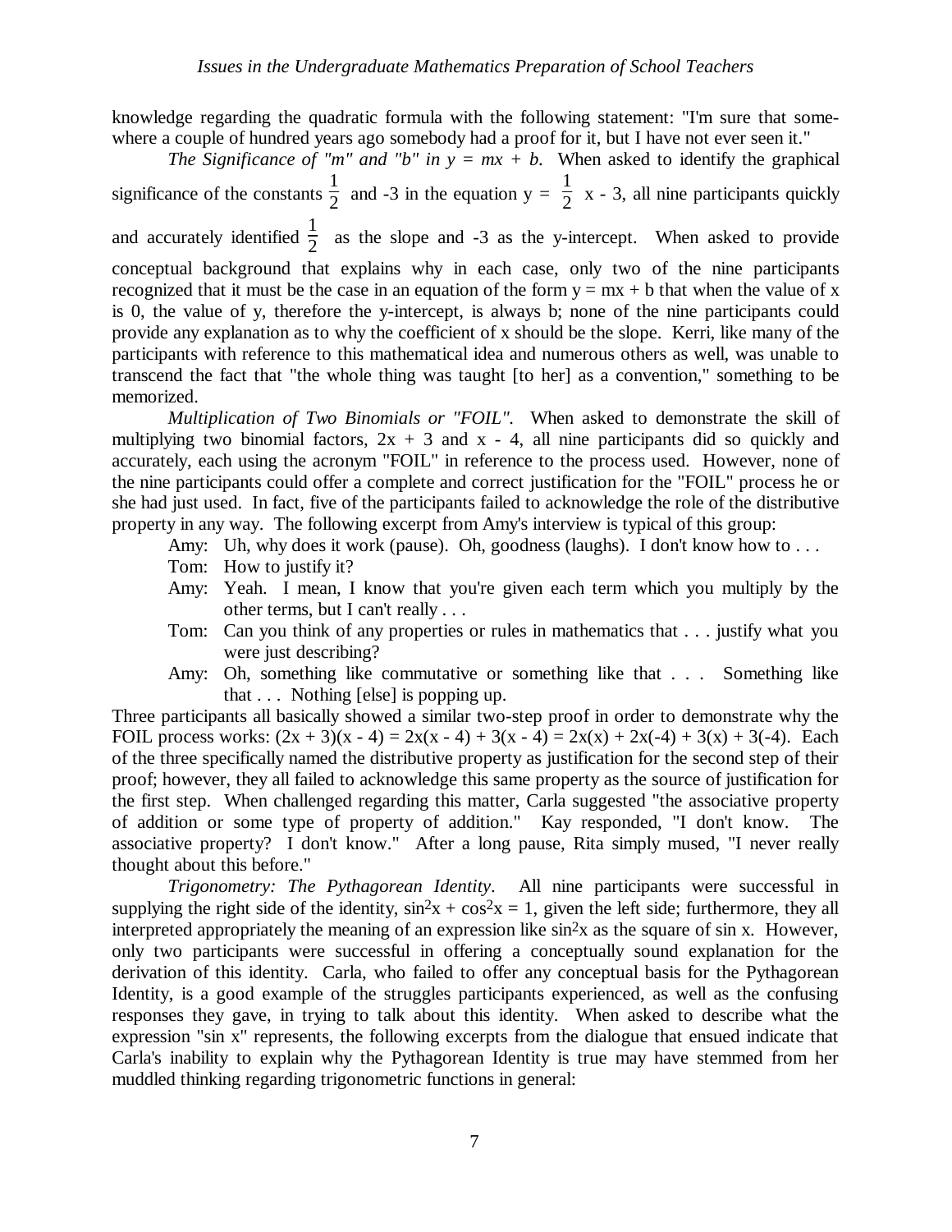knowledge regarding the quadratic formula with the following statement: "I'm sure that somewhere a couple of hundred years ago somebody had a proof for it, but I have not ever seen it."

*The Significance of "m" and "b" in $y = mx + b$.* When asked to identify the graphical significance of the constants $\frac{1}{2}$ and -3 in the equation $y = \frac{1}{2}x - 3$, all nine participants quickly and accurately identified $\frac{1}{2}$ as the slope and -3 as the y-intercept. When asked to provide conceptual background that explains why in each case, only two of the nine participants recognized that it must be the case in an equation of the form $y = mx + b$ that when the value of x is 0, the value of y, therefore the y-intercept, is always b; none of the nine participants could provide any explanation as to why the coefficient of x should be the slope. Kerri, like many of the participants with reference to this mathematical idea and numerous others as well, was unable to transcend the fact that "the whole thing was taught [to her] as a convention," something to be memorized.

*Multiplication of Two Binomials or "FOIL".* When asked to demonstrate the skill of multiplying two binomial factors, $2x + 3$ and $x - 4$, all nine participants did so quickly and accurately, each using the acronym "FOIL" in reference to the process used. However, none of the nine participants could offer a complete and correct justification for the "FOIL" process he or she had just used. In fact, five of the participants failed to acknowledge the role of the distributive property in any way. The following excerpt from Amy's interview is typical of this group:

> Amy: Uh, why does it work (pause). Oh, goodness (laughs). I don't know how to . . .
>
> Tom: How to justify it?
>
> Amy: Yeah. I mean, I know that you're given each term which you multiply by the other terms, but I can't really . . .
>
> Tom: Can you think of any properties or rules in mathematics that . . . justify what you were just describing?
>
> Amy: Oh, something like commutative or something like that . . . Something like that . . . Nothing [else] is popping up.

Three participants all basically showed a similar two-step proof in order to demonstrate why the FOIL process works: $(2x + 3)(x - 4) = 2x(x - 4) + 3(x - 4) = 2x(x) + 2x(-4) + 3(x) + 3(-4)$. Each of the three specifically named the distributive property as justification for the second step of their proof; however, they all failed to acknowledge this same property as the source of justification for the first step. When challenged regarding this matter, Carla suggested "the associative property of addition or some type of property of addition." Kay responded, "I don't know. The associative property? I don't know." After a long pause, Rita simply mused, "I never really thought about this before."

*Trigonometry: The Pythagorean Identity*. All nine participants were successful in supplying the right side of the identity, $\sin^2 x + \cos^2 x = 1$, given the left side; furthermore, they all interpreted appropriately the meaning of an expression like $\sin^2 x$ as the square of sin x. However, only two participants were successful in offering a conceptually sound explanation for the derivation of this identity. Carla, who failed to offer any conceptual basis for the Pythagorean Identity, is a good example of the struggles participants experienced, as well as the confusing responses they gave, in trying to talk about this identity. When asked to describe what the expression "sin x" represents, the following excerpts from the dialogue that ensued indicate that Carla's inability to explain why the Pythagorean Identity is true may have stemmed from her muddled thinking regarding trigonometric functions in general: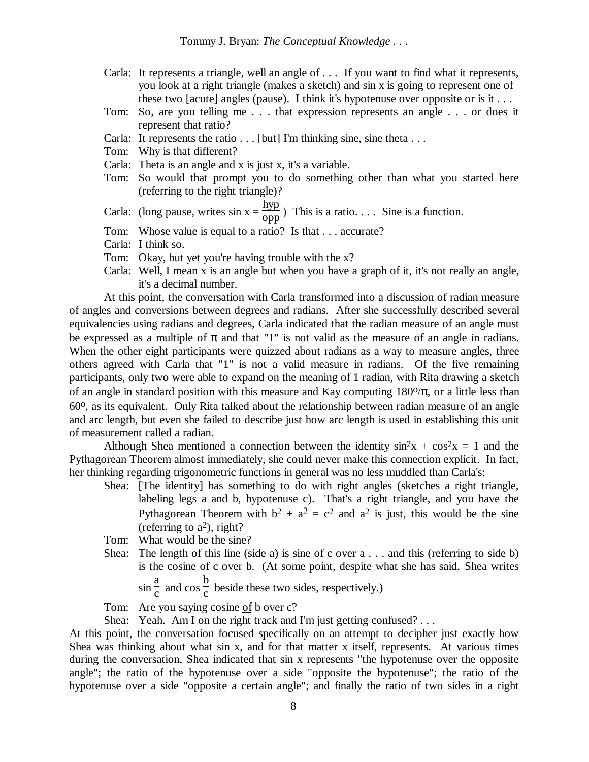Carla: It represents a triangle, well an angle of . . . If you want to find what it represents, you look at a right triangle (makes a sketch) and sin x is going to represent one of these two [acute] angles (pause). I think it's hypotenuse over opposite or is it . . .

Tom: So, are you telling me . . . that expression represents an angle . . . or does it represent that ratio?

Carla: It represents the ratio . . . [but] I'm thinking sine, sine theta . . .

Tom: Why is that different?

Carla: Theta is an angle and x is just x, it's a variable.

Tom: So would that prompt you to do something other than what you started here (referring to the right triangle)?

Carla: (long pause, writes $\sin x = \frac{\text{hyp}}{\text{opp}}$) This is a ratio. . . . Sine is a function.

Tom: Whose value is equal to a ratio? Is that . . . accurate?

Carla: I think so.

Tom: Okay, but yet you're having trouble with the x?

Carla: Well, I mean x is an angle but when you have a graph of it, it's not really an angle, it's a decimal number.

At this point, the conversation with Carla transformed into a discussion of radian measure of angles and conversions between degrees and radians. After she successfully described several equivalencies using radians and degrees, Carla indicated that the radian measure of an angle must be expressed as a multiple of π and that "1" is not valid as the measure of an angle in radians. When the other eight participants were quizzed about radians as a way to measure angles, three others agreed with Carla that "1" is not a valid measure in radians. Of the five remaining participants, only two were able to expand on the meaning of 1 radian, with Rita drawing a sketch of an angle in standard position with this measure and Kay computing $180^o/\pi$, or a little less than $60^o$, as its equivalent. Only Rita talked about the relationship between radian measure of an angle and arc length, but even she failed to describe just how arc length is used in establishing this unit of measurement called a radian.

Although Shea mentioned a connection between the identity $\sin^2 x + \cos^2 x = 1$ and the Pythagorean Theorem almost immediately, she could never make this connection explicit. In fact, her thinking regarding trigonometric functions in general was no less muddled than Carla's:

Shea: [The identity] has something to do with right angles (sketches a right triangle, labeling legs a and b, hypotenuse c). That's a right triangle, and you have the Pythagorean Theorem with $b^2 + a^2 = c^2$ and $a^2$ is just, this would be the sine (referring to $a^2$), right?

Tom: What would be the sine?

Shea: The length of this line (side a) is sine of c over a . . . and this (referring to side b) is the cosine of c over b. (At some point, despite what she has said, Shea writes $\sin \frac{a}{c}$ and $\cos \frac{b}{c}$ beside these two sides, respectively.)

Tom: Are you saying cosine <u>of</u> b over c?

Shea: Yeah. Am I on the right track and I'm just getting confused? . . .

At this point, the conversation focused specifically on an attempt to decipher just exactly how Shea was thinking about what sin x, and for that matter x itself, represents. At various times during the conversation, Shea indicated that sin x represents "the hypotenuse over the opposite angle"; the ratio of the hypotenuse over a side "opposite the hypotenuse"; the ratio of the hypotenuse over a side "opposite a certain angle"; and finally the ratio of two sides in a right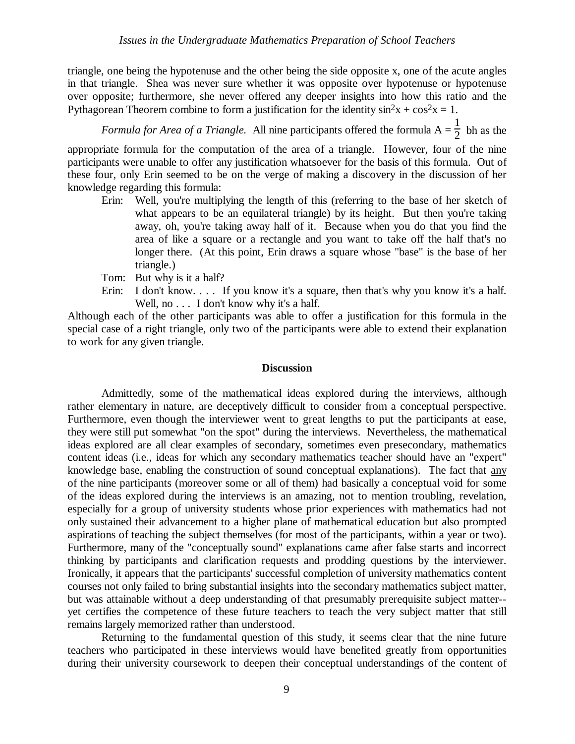triangle, one being the hypotenuse and the other being the side opposite x, one of the acute angles in that triangle. Shea was never sure whether it was opposite over hypotenuse or hypotenuse over opposite; furthermore, she never offered any deeper insights into how this ratio and the Pythagorean Theorem combine to form a justification for the identity $\sin^2 x + \cos^2 x = 1$.

*Formula for Area of a Triangle.* All nine participants offered the formula $A = \frac{1}{2}bh$ as the appropriate formula for the computation of the area of a triangle. However, four of the nine participants were unable to offer any justification whatsoever for the basis of this formula. Out of these four, only Erin seemed to be on the verge of making a discovery in the discussion of her knowledge regarding this formula:

> Erin: Well, you're multiplying the length of this (referring to the base of her sketch of what appears to be an equilateral triangle) by its height. But then you're taking away, oh, you're taking away half of it. Because when you do that you find the area of like a square or a rectangle and you want to take off the half that's no longer there. (At this point, Erin draws a square whose "base" is the base of her triangle.)
>
> Tom: But why is it a half?
>
> Erin: I don't know. . . . If you know it's a square, then that's why you know it's a half. Well, no . . . I don't know why it's a half.

Although each of the other participants was able to offer a justification for this formula in the special case of a right triangle, only two of the participants were able to extend their explanation to work for any given triangle.

## Discussion

Admittedly, some of the mathematical ideas explored during the interviews, although rather elementary in nature, are deceptively difficult to consider from a conceptual perspective. Furthermore, even though the interviewer went to great lengths to put the participants at ease, they were still put somewhat "on the spot" during the interviews. Nevertheless, the mathematical ideas explored are all clear examples of secondary, sometimes even presecondary, mathematics content ideas (i.e., ideas for which any secondary mathematics teacher should have an "expert" knowledge base, enabling the construction of sound conceptual explanations). The fact that <u>any</u> of the nine participants (moreover some or all of them) had basically a conceptual void for some of the ideas explored during the interviews is an amazing, not to mention troubling, revelation, especially for a group of university students whose prior experiences with mathematics had not only sustained their advancement to a higher plane of mathematical education but also prompted aspirations of teaching the subject themselves (for most of the participants, within a year or two). Furthermore, many of the "conceptually sound" explanations came after false starts and incorrect thinking by participants and clarification requests and prodding questions by the interviewer. Ironically, it appears that the participants' successful completion of university mathematics content courses not only failed to bring substantial insights into the secondary mathematics subject matter, but was attainable without a deep understanding of that presumably prerequisite subject matter--yet certifies the competence of these future teachers to teach the very subject matter that still remains largely memorized rather than understood.

Returning to the fundamental question of this study, it seems clear that the nine future teachers who participated in these interviews would have benefited greatly from opportunities during their university coursework to deepen their conceptual understandings of the content of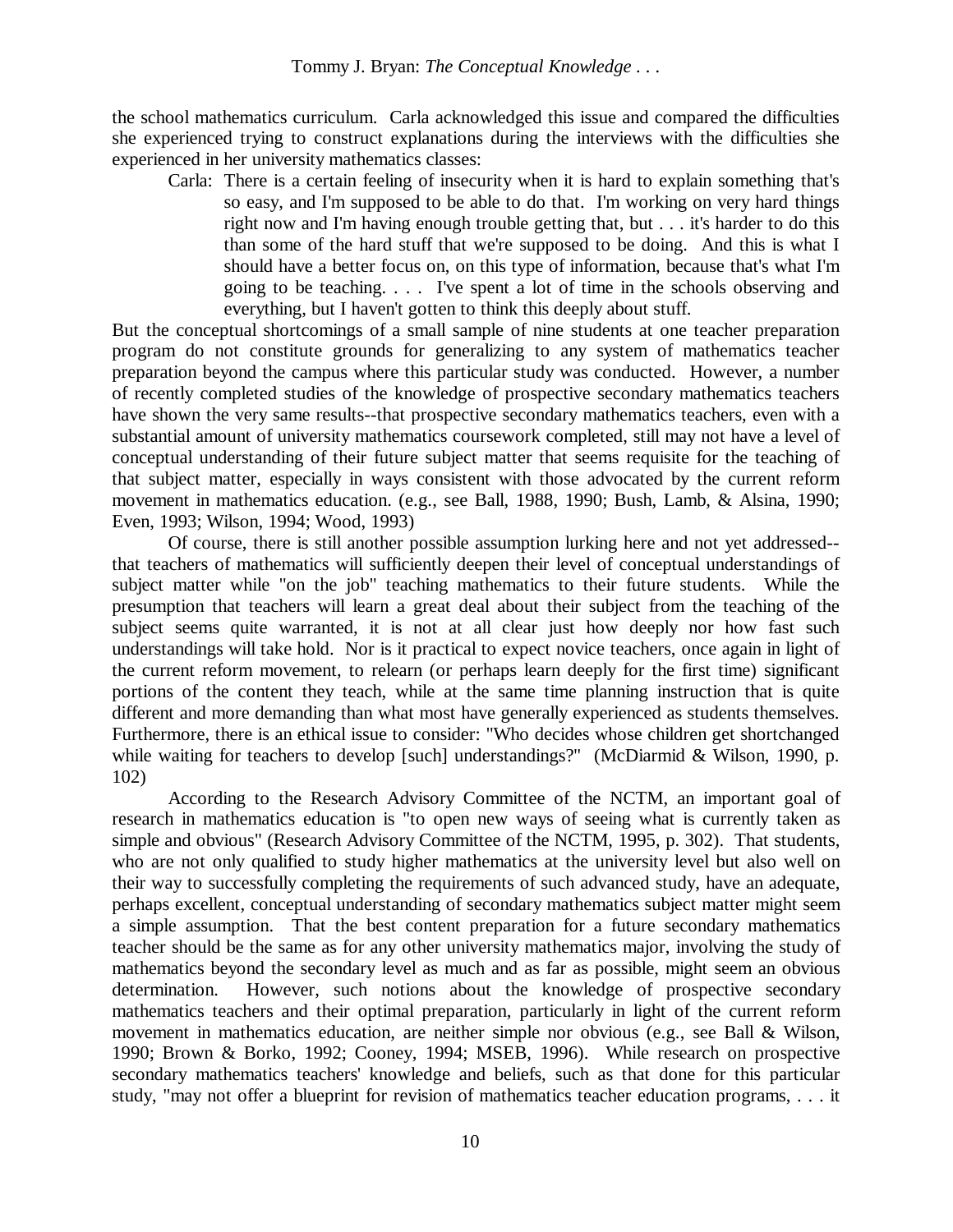the school mathematics curriculum. Carla acknowledged this issue and compared the difficulties she experienced trying to construct explanations during the interviews with the difficulties she experienced in her university mathematics classes:

> Carla: There is a certain feeling of insecurity when it is hard to explain something that's so easy, and I'm supposed to be able to do that. I'm working on very hard things right now and I'm having enough trouble getting that, but . . . it's harder to do this than some of the hard stuff that we're supposed to be doing. And this is what I should have a better focus on, on this type of information, because that's what I'm going to be teaching. . . . I've spent a lot of time in the schools observing and everything, but I haven't gotten to think this deeply about stuff.

But the conceptual shortcomings of a small sample of nine students at one teacher preparation program do not constitute grounds for generalizing to any system of mathematics teacher preparation beyond the campus where this particular study was conducted. However, a number of recently completed studies of the knowledge of prospective secondary mathematics teachers have shown the very same results--that prospective secondary mathematics teachers, even with a substantial amount of university mathematics coursework completed, still may not have a level of conceptual understanding of their future subject matter that seems requisite for the teaching of that subject matter, especially in ways consistent with those advocated by the current reform movement in mathematics education. (e.g., see Ball, 1988, 1990; Bush, Lamb, & Alsina, 1990; Even, 1993; Wilson, 1994; Wood, 1993)

Of course, there is still another possible assumption lurking here and not yet addressed--that teachers of mathematics will sufficiently deepen their level of conceptual understandings of subject matter while "on the job" teaching mathematics to their future students. While the presumption that teachers will learn a great deal about their subject from the teaching of the subject seems quite warranted, it is not at all clear just how deeply nor how fast such understandings will take hold. Nor is it practical to expect novice teachers, once again in light of the current reform movement, to relearn (or perhaps learn deeply for the first time) significant portions of the content they teach, while at the same time planning instruction that is quite different and more demanding than what most have generally experienced as students themselves. Furthermore, there is an ethical issue to consider: "Who decides whose children get shortchanged while waiting for teachers to develop [such] understandings?" (McDiarmid & Wilson, 1990, p. 102)

According to the Research Advisory Committee of the NCTM, an important goal of research in mathematics education is "to open new ways of seeing what is currently taken as simple and obvious" (Research Advisory Committee of the NCTM, 1995, p. 302). That students, who are not only qualified to study higher mathematics at the university level but also well on their way to successfully completing the requirements of such advanced study, have an adequate, perhaps excellent, conceptual understanding of secondary mathematics subject matter might seem a simple assumption. That the best content preparation for a future secondary mathematics teacher should be the same as for any other university mathematics major, involving the study of mathematics beyond the secondary level as much and as far as possible, might seem an obvious determination. However, such notions about the knowledge of prospective secondary mathematics teachers and their optimal preparation, particularly in light of the current reform movement in mathematics education, are neither simple nor obvious (e.g., see Ball & Wilson, 1990; Brown & Borko, 1992; Cooney, 1994; MSEB, 1996). While research on prospective secondary mathematics teachers' knowledge and beliefs, such as that done for this particular study, "may not offer a blueprint for revision of mathematics teacher education programs, . . . it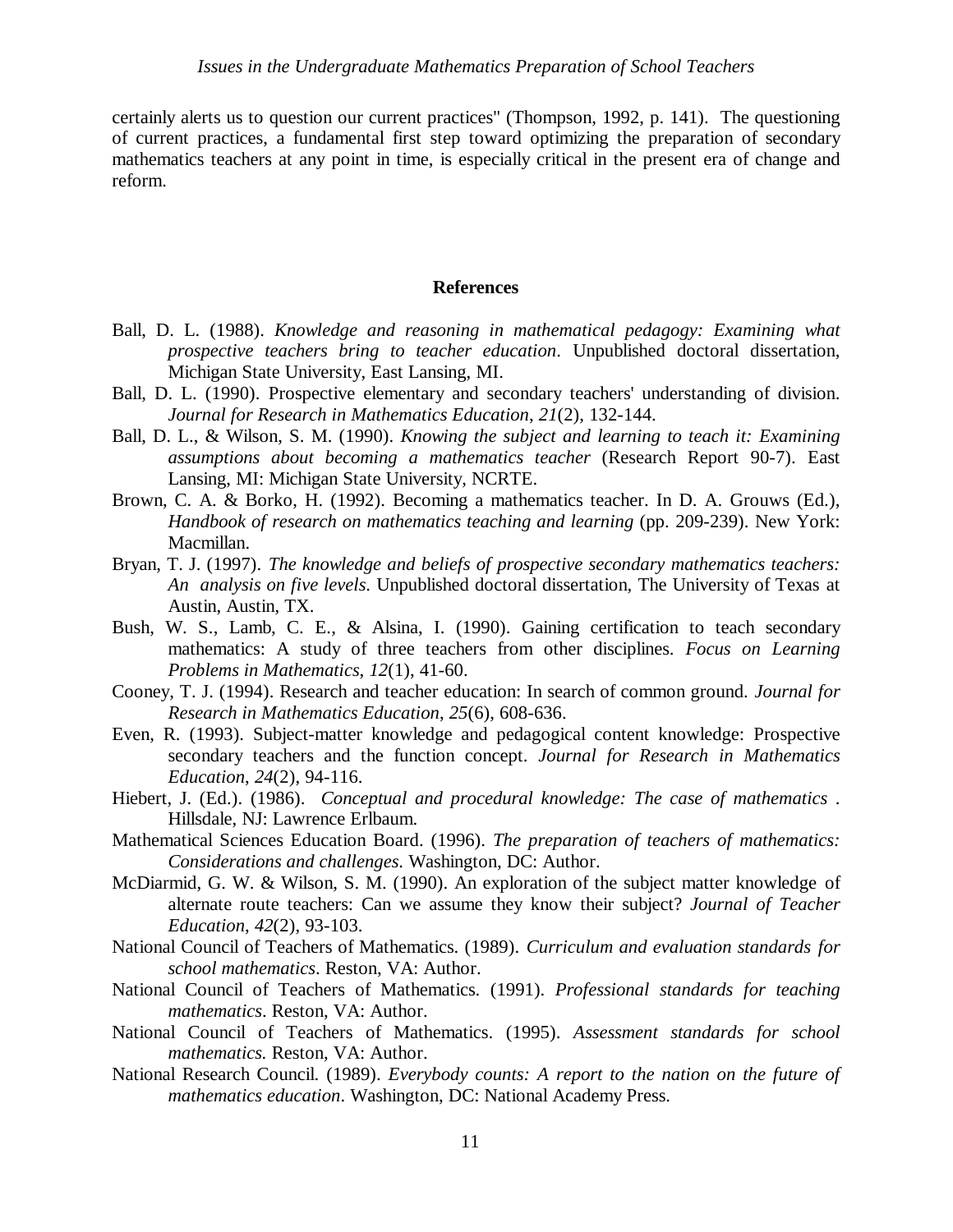certainly alerts us to question our current practices" (Thompson, 1992, p. 141). The questioning of current practices, a fundamental first step toward optimizing the preparation of secondary mathematics teachers at any point in time, is especially critical in the present era of change and reform.

## References

Ball, D. L. (1988). *Knowledge and reasoning in mathematical pedagogy: Examining what prospective teachers bring to teacher education*. Unpublished doctoral dissertation, Michigan State University, East Lansing, MI.

Ball, D. L. (1990). Prospective elementary and secondary teachers' understanding of division. *Journal for Research in Mathematics Education*, *21*(2), 132-144.

Ball, D. L., & Wilson, S. M. (1990). *Knowing the subject and learning to teach it: Examining assumptions about becoming a mathematics teacher* (Research Report 90-7). East Lansing, MI: Michigan State University, NCRTE.

Brown, C. A. & Borko, H. (1992). Becoming a mathematics teacher. In D. A. Grouws (Ed.), *Handbook of research on mathematics teaching and learning* (pp. 209-239). New York: Macmillan.

Bryan, T. J. (1997). *The knowledge and beliefs of prospective secondary mathematics teachers: An analysis on five levels*. Unpublished doctoral dissertation, The University of Texas at Austin, Austin, TX.

Bush, W. S., Lamb, C. E., & Alsina, I. (1990). Gaining certification to teach secondary mathematics: A study of three teachers from other disciplines. *Focus on Learning Problems in Mathematics*, *12*(1), 41-60.

Cooney, T. J. (1994). Research and teacher education: In search of common ground. *Journal for Research in Mathematics Education*, *25*(6), 608-636.

Even, R. (1993). Subject-matter knowledge and pedagogical content knowledge: Prospective secondary teachers and the function concept. *Journal for Research in Mathematics Education*, *24*(2), 94-116.

Hiebert, J. (Ed.). (1986). *Conceptual and procedural knowledge: The case of mathematics* . Hillsdale, NJ: Lawrence Erlbaum.

Mathematical Sciences Education Board. (1996). *The preparation of teachers of mathematics: Considerations and challenges*. Washington, DC: Author.

McDiarmid, G. W. & Wilson, S. M. (1990). An exploration of the subject matter knowledge of alternate route teachers: Can we assume they know their subject? *Journal of Teacher Education*, *42*(2), 93-103.

National Council of Teachers of Mathematics. (1989). *Curriculum and evaluation standards for school mathematics*. Reston, VA: Author.

National Council of Teachers of Mathematics. (1991). *Professional standards for teaching mathematics*. Reston, VA: Author.

National Council of Teachers of Mathematics. (1995). *Assessment standards for school mathematics.* Reston, VA: Author.

National Research Council. (1989). *Everybody counts: A report to the nation on the future of mathematics education*. Washington, DC: National Academy Press.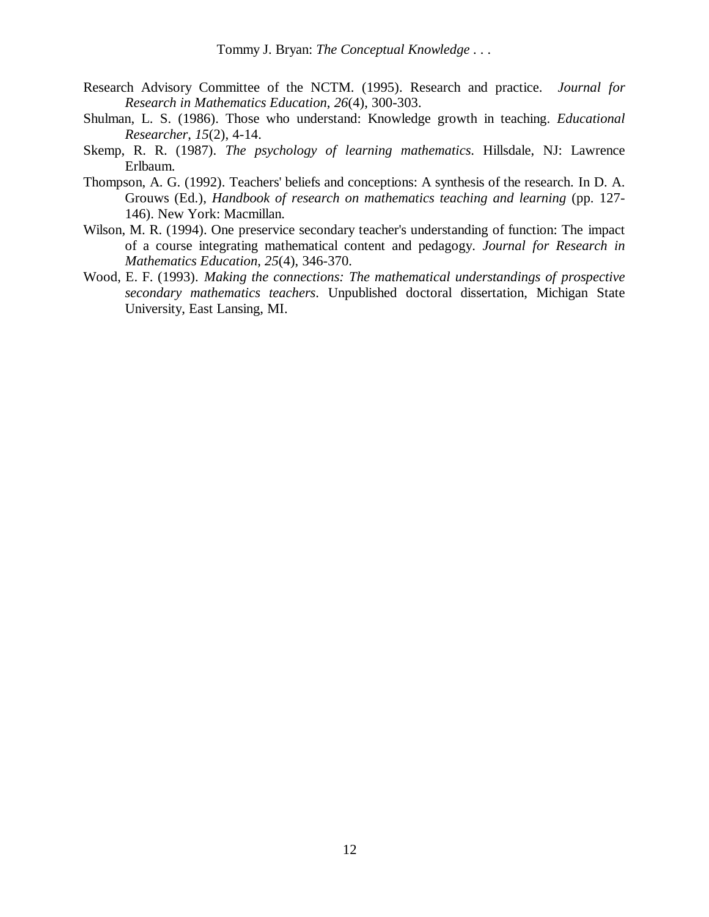Research Advisory Committee of the NCTM. (1995). Research and practice. *Journal for Research in Mathematics Education*, *26*(4), 300-303.

Shulman, L. S. (1986). Those who understand: Knowledge growth in teaching. *Educational Researcher*, *15*(2), 4-14.

Skemp, R. R. (1987). *The psychology of learning mathematics*. Hillsdale, NJ: Lawrence Erlbaum.

Thompson, A. G. (1992). Teachers' beliefs and conceptions: A synthesis of the research. In D. A. Grouws (Ed.), *Handbook of research on mathematics teaching and learning* (pp. 127-146). New York: Macmillan.

Wilson, M. R. (1994). One preservice secondary teacher's understanding of function: The impact of a course integrating mathematical content and pedagogy. *Journal for Research in Mathematics Education*, *25*(4), 346-370.

Wood, E. F. (1993). *Making the connections: The mathematical understandings of prospective secondary mathematics teachers*. Unpublished doctoral dissertation, Michigan State University, East Lansing, MI.